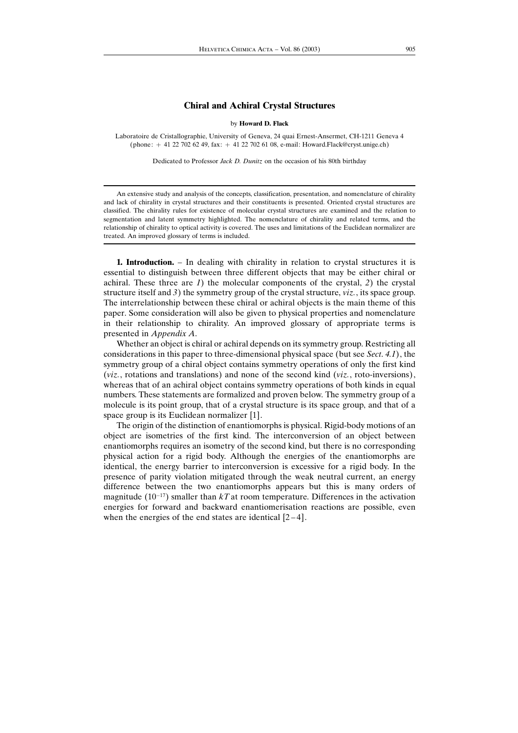# Chiral and Achiral Crystal Structures

by **Howard D. Flack**

Laboratoire de Cristallographie, University of Geneva, 24 quai Ernest-Ansermet, CH-1211 Geneva 4 (phone: + 41 22 702 62 49, fax: + 41 22 702 61 08, e-mail: Howard.Flack@cryst.unige.ch)

Dedicated to Professor *Jack D. Dunitz* on the occasion of his 80th birthday

An extensive study and analysis of the concepts, classification, presentation, and nomenclature of chirality and lack of chirality in crystal structures and their constituents is presented. Oriented crystal structures are classified. The chirality rules for existence of molecular crystal structures are examined and the relation to segmentation and latent symmetry highlighted. The nomenclature of chirality and related terms, and the relationship of chirality to optical activity is covered. The uses and limitations of the Euclidean normalizer are treated. An improved glossary of terms is included.

**1. Introduction.** – In dealing with chirality in relation to crystal structures it is essential to distinguish between three different objects that may be either chiral or achiral. These three are *1*) the molecular components of the crystal, *2*) the crystal structure itself and *3*) the symmetry group of the crystal structure, *viz.*, its space group. The interrelationship between these chiral or achiral objects is the main theme of this paper. Some consideration will also be given to physical properties and nomenclature in their relationship to chirality. An improved glossary of appropriate terms is presented in *Appendix A*.

Whether an object is chiral or achiral depends on its symmetry group. Restricting all considerations in this paper to three-dimensional physical space (but see *Sect. 4.1*), the symmetry group of a chiral object contains symmetry operations of only the first kind (*viz.*, rotations and translations) and none of the second kind (*viz.*, roto-inversions), whereas that of an achiral object contains symmetry operations of both kinds in equal numbers. These statements are formalized and proven below. The symmetry group of a molecule is its point group, that of a crystal structure is its space group, and that of a space group is its Euclidean normalizer [1].

The origin of the distinction of enantiomorphs is physical. Rigid-body motions of an object are isometries of the first kind. The interconversion of an object between enantiomorphs requires an isometry of the second kind, but there is no corresponding physical action for a rigid body. Although the energies of the enantiomorphs are identical, the energy barrier to interconversion is excessive for a rigid body. In the presence of parity violation mitigated through the weak neutral current, an energy difference between the two enantiomorphs appears but this is many orders of magnitude ($10^{-17}$) smaller than $kT$ at room temperature. Differences in the activation energies for forward and backward enantiomerisation reactions are possible, even when the energies of the end states are identical [2–4].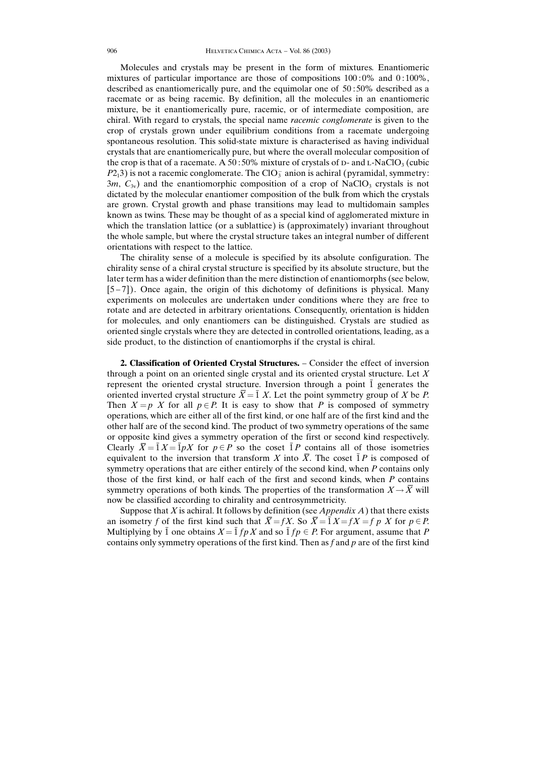Molecules and crystals may be present in the form of mixtures. Enantiomeric mixtures of particular importance are those of compositions 100 : 0% and 0 : 100%, described as enantiomerically pure, and the equimolar one of 50 : 50% described as a racemate or as being racemic. By definition, all the molecules in an enantiomeric mixture, be it enantiomerically pure, racemic, or of intermediate composition, are chiral. With regard to crystals, the special name *racemic conglomerate* is given to the crop of crystals grown under equilibrium conditions from a racemate undergoing spontaneous resolution. This solid-state mixture is characterised as having individual crystals that are enantiomerically pure, but where the overall molecular composition of the crop is that of a racemate. A 50 : 50% mixture of crystals of D- and L-$NaClO_3$ (cubic $P2_13$) is not a racemic conglomerate. The $ClO_3^-$ anion is achiral (pyramidal, symmetry: $3m$, $C_{3v}$) and the enantiomorphic composition of a crop of $NaClO_3$ crystals is not dictated by the molecular enantiomer composition of the bulk from which the crystals are grown. Crystal growth and phase transitions may lead to multidomain samples known as twins. These may be thought of as a special kind of agglomerated mixture in which the translation lattice (or a sublattice) is (approximately) invariant throughout the whole sample, but where the crystal structure takes an integral number of different orientations with respect to the lattice.

The chirality sense of a molecule is specified by its absolute configuration. The chirality sense of a chiral crystal structure is specified by its absolute structure, but the later term has a wider definition than the mere distinction of enantiomorphs (see below, [5–7]). Once again, the origin of this dichotomy of definitions is physical. Many experiments on molecules are undertaken under conditions where they are free to rotate and are detected in arbitrary orientations. Consequently, orientation is hidden for molecules, and only enantiomers can be distinguished. Crystals are studied as oriented single crystals where they are detected in controlled orientations, leading, as a side product, to the distinction of enantiomorphs if the crystal is chiral.

**2. Classification of Oriented Crystal Structures.** – Consider the effect of inversion through a point on an oriented single crystal and its oriented crystal structure. Let $X$ represent the oriented crystal structure. Inversion through a point $\bar{1}$ generates the oriented inverted crystal structure $\overline{X} = \bar{1}\ X$. Let the point symmetry group of $X$ be $P$. Then $X = p\ X$ for all $p \in P$. It is easy to show that $P$ is composed of symmetry operations, which are either all of the first kind, or one half are of the first kind and the other half are of the second kind. The product of two symmetry operations of the same or opposite kind gives a symmetry operation of the first or second kind respectively. Clearly $\overline{X} = \bar{1}X = \bar{1}pX$ for $p \in P$ so the coset $\bar{1}P$ contains all of those isometries equivalent to the inversion that transform $X$ into $\overline{X}$. The coset $\bar{1}P$ is composed of symmetry operations that are either entirely of the second kind, when $P$ contains only those of the first kind, or half each of the first and second kinds, when $P$ contains symmetry operations of both kinds. The properties of the transformation $X \rightarrow \overline{X}$ will now be classified according to chirality and centrosymmetricity.

Suppose that $X$ is achiral. It follows by definition (see *Appendix A*) that there exists an isometry $f$ of the first kind such that $\overline{X} = fX$. So $\overline{X} = \bar{1}X = fX = f\ p\ X$ for $p \in P$. Multiplying by $\bar{1}$ one obtains $X = \bar{1}\ fp\ X$ and so $\bar{1}\ fp \in P$. For argument, assume that $P$ contains only symmetry operations of the first kind. Then as $f$ and $p$ are of the first kind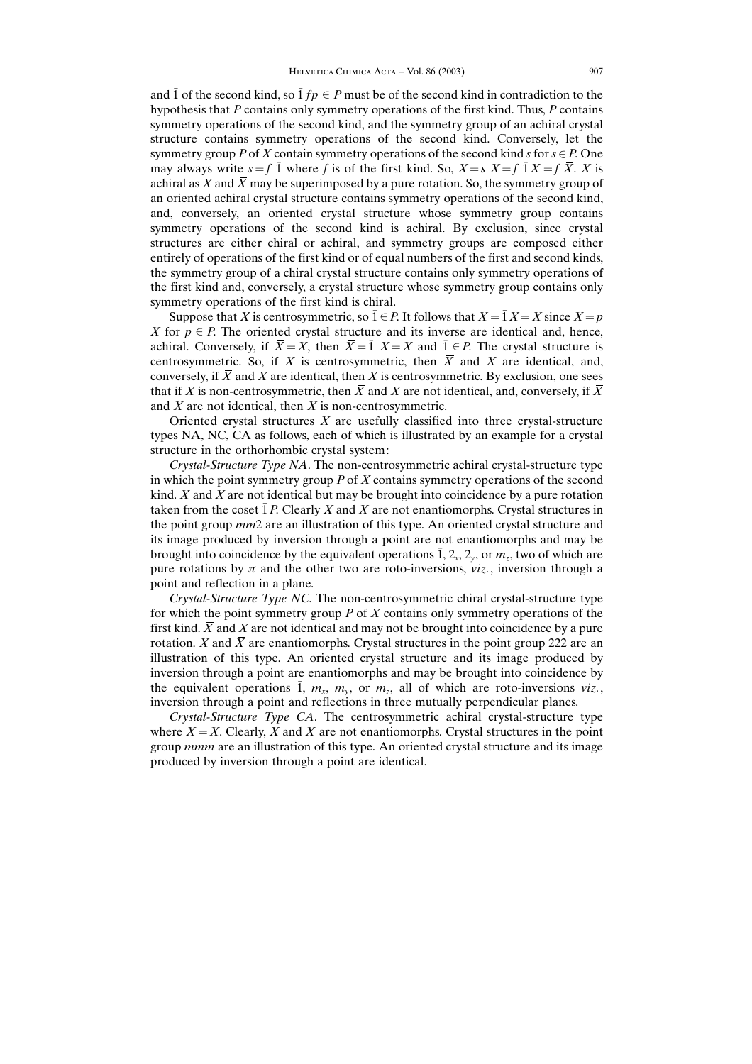and $\bar{1}$ of the second kind, so $\bar{1}\,fp \in P$ must be of the second kind in contradiction to the hypothesis that $P$ contains only symmetry operations of the first kind. Thus, $P$ contains symmetry operations of the second kind, and the symmetry group of an achiral crystal structure contains symmetry operations of the second kind. Conversely, let the symmetry group $P$ of $X$ contain symmetry operations of the second kind $s$ for $s \in P$. One may always write $s = f\,\bar{1}$ where $f$ is of the first kind. So, $X = s\;X = f\;\bar{1}\,X = f\;\bar{X}$. $X$ is achiral as $X$ and $\bar{X}$ may be superimposed by a pure rotation. So, the symmetry group of an oriented achiral crystal structure contains symmetry operations of the second kind, and, conversely, an oriented crystal structure whose symmetry group contains symmetry operations of the second kind is achiral. By exclusion, since crystal structures are either chiral or achiral, and symmetry groups are composed either entirely of operations of the first kind or of equal numbers of the first and second kinds, the symmetry group of a chiral crystal structure contains only symmetry operations of the first kind and, conversely, a crystal structure whose symmetry group contains only symmetry operations of the first kind is chiral.

Suppose that $X$ is centrosymmetric, so $\bar{1} \in P$. It follows that $\bar{X} = \bar{1}\,X = X$ since $X = p$ $X$ for $p \in P$. The oriented crystal structure and its inverse are identical and, hence, achiral. Conversely, if $\bar{X} = X$, then $\bar{X} = \bar{1}\;X = X$ and $\bar{1} \in P$. The crystal structure is centrosymmetric. So, if $X$ is centrosymmetric, then $\bar{X}$ and $X$ are identical, and, conversely, if $\bar{X}$ and $X$ are identical, then $X$ is centrosymmetric. By exclusion, one sees that if $X$ is non-centrosymmetric, then $\bar{X}$ and $X$ are not identical, and, conversely, if $\bar{X}$ and $X$ are not identical, then $X$ is non-centrosymmetric.

Oriented crystal structures $X$ are usefully classified into three crystal-structure types NA, NC, CA as follows, each of which is illustrated by an example for a crystal structure in the orthorhombic crystal system:

*Crystal-Structure Type NA*. The non-centrosymmetric achiral crystal-structure type in which the point symmetry group $P$ of $X$ contains symmetry operations of the second kind. $\bar{X}$ and $X$ are not identical but may be brought into coincidence by a pure rotation taken from the coset $\bar{1}\,P$. Clearly $X$ and $\bar{X}$ are not enantiomorphs. Crystal structures in the point group *mm*2 are an illustration of this type. An oriented crystal structure and its image produced by inversion through a point are not enantiomorphs and may be brought into coincidence by the equivalent operations $\bar{1}$, $2_x$, $2_y$, or $m_z$, two of which are pure rotations by $\pi$ and the other two are roto-inversions, *viz.*, inversion through a point and reflection in a plane.

*Crystal-Structure Type NC*. The non-centrosymmetric chiral crystal-structure type for which the point symmetry group $P$ of $X$ contains only symmetry operations of the first kind. $\bar{X}$ and $X$ are not identical and may not be brought into coincidence by a pure rotation. $X$ and $\bar{X}$ are enantiomorphs. Crystal structures in the point group 222 are an illustration of this type. An oriented crystal structure and its image produced by inversion through a point are enantiomorphs and may be brought into coincidence by the equivalent operations $\bar{1}$, $m_x$, $m_y$, or $m_z$, all of which are roto-inversions *viz.*, inversion through a point and reflections in three mutually perpendicular planes.

*Crystal-Structure Type CA*. The centrosymmetric achiral crystal-structure type where $\bar{X} = X$. Clearly, $X$ and $\bar{X}$ are not enantiomorphs. Crystal structures in the point group *mmm* are an illustration of this type. An oriented crystal structure and its image produced by inversion through a point are identical.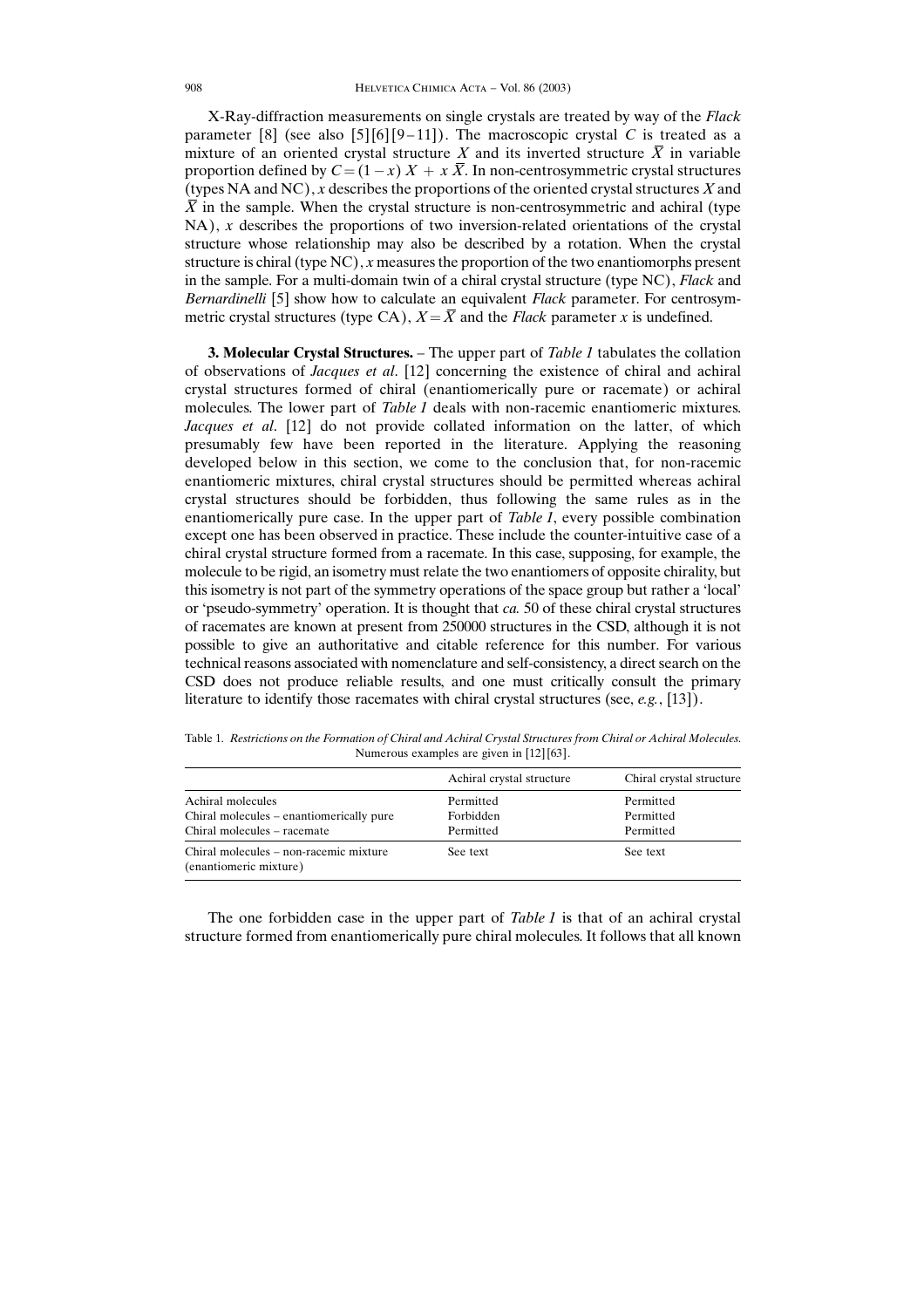X-Ray-diffraction measurements on single crystals are treated by way of the *Flack* parameter [8] (see also [5][6][9–11]). The macroscopic crystal $C$ is treated as a mixture of an oriented crystal structure $X$ and its inverted structure $\bar{X}$ in variable proportion defined by $C = (1 - x)\,X + x\,\bar{X}$. In non-centrosymmetric crystal structures (types NA and NC), $x$ describes the proportions of the oriented crystal structures $X$ and $\bar{X}$ in the sample. When the crystal structure is non-centrosymmetric and achiral (type NA), $x$ describes the proportions of two inversion-related orientations of the crystal structure whose relationship may also be described by a rotation. When the crystal structure is chiral (type NC), $x$ measures the proportion of the two enantiomorphs present in the sample. For a multi-domain twin of a chiral crystal structure (type NC), *Flack* and *Bernardinelli* [5] show how to calculate an equivalent *Flack* parameter. For centrosymmetric crystal structures (type CA), $X = \bar{X}$ and the *Flack* parameter $x$ is undefined.

**3. Molecular Crystal Structures.** – The upper part of *Table 1* tabulates the collation of observations of *Jacques et al.* [12] concerning the existence of chiral and achiral crystal structures formed of chiral (enantiomerically pure or racemate) or achiral molecules. The lower part of *Table 1* deals with non-racemic enantiomeric mixtures. *Jacques et al.* [12] do not provide collated information on the latter, of which presumably few have been reported in the literature. Applying the reasoning developed below in this section, we come to the conclusion that, for non-racemic enantiomeric mixtures, chiral crystal structures should be permitted whereas achiral crystal structures should be forbidden, thus following the same rules as in the enantiomerically pure case. In the upper part of *Table 1*, every possible combination except one has been observed in practice. These include the counter-intuitive case of a chiral crystal structure formed from a racemate. In this case, supposing, for example, the molecule to be rigid, an isometry must relate the two enantiomers of opposite chirality, but this isometry is not part of the symmetry operations of the space group but rather a 'local' or 'pseudo-symmetry' operation. It is thought that *ca.* 50 of these chiral crystal structures of racemates are known at present from 250000 structures in the CSD, although it is not possible to give an authoritative and citable reference for this number. For various technical reasons associated with nomenclature and self-consistency, a direct search on the CSD does not produce reliable results, and one must critically consult the primary literature to identify those racemates with chiral crystal structures (see, *e.g.*, [13]).

Table 1. *Restrictions on the Formation of Chiral and Achiral Crystal Structures from Chiral or Achiral Molecules.* Numerous examples are given in [12][63].

| | Achiral crystal structure | Chiral crystal structure |
|---|---|---|
| Achiral molecules | Permitted | Permitted |
| Chiral molecules – enantiomerically pure | Forbidden | Permitted |
| Chiral molecules – racemate | Permitted | Permitted |
| Chiral molecules – non-racemic mixture (enantiomeric mixture) | See text | See text |

The one forbidden case in the upper part of *Table 1* is that of an achiral crystal structure formed from enantiomerically pure chiral molecules. It follows that all known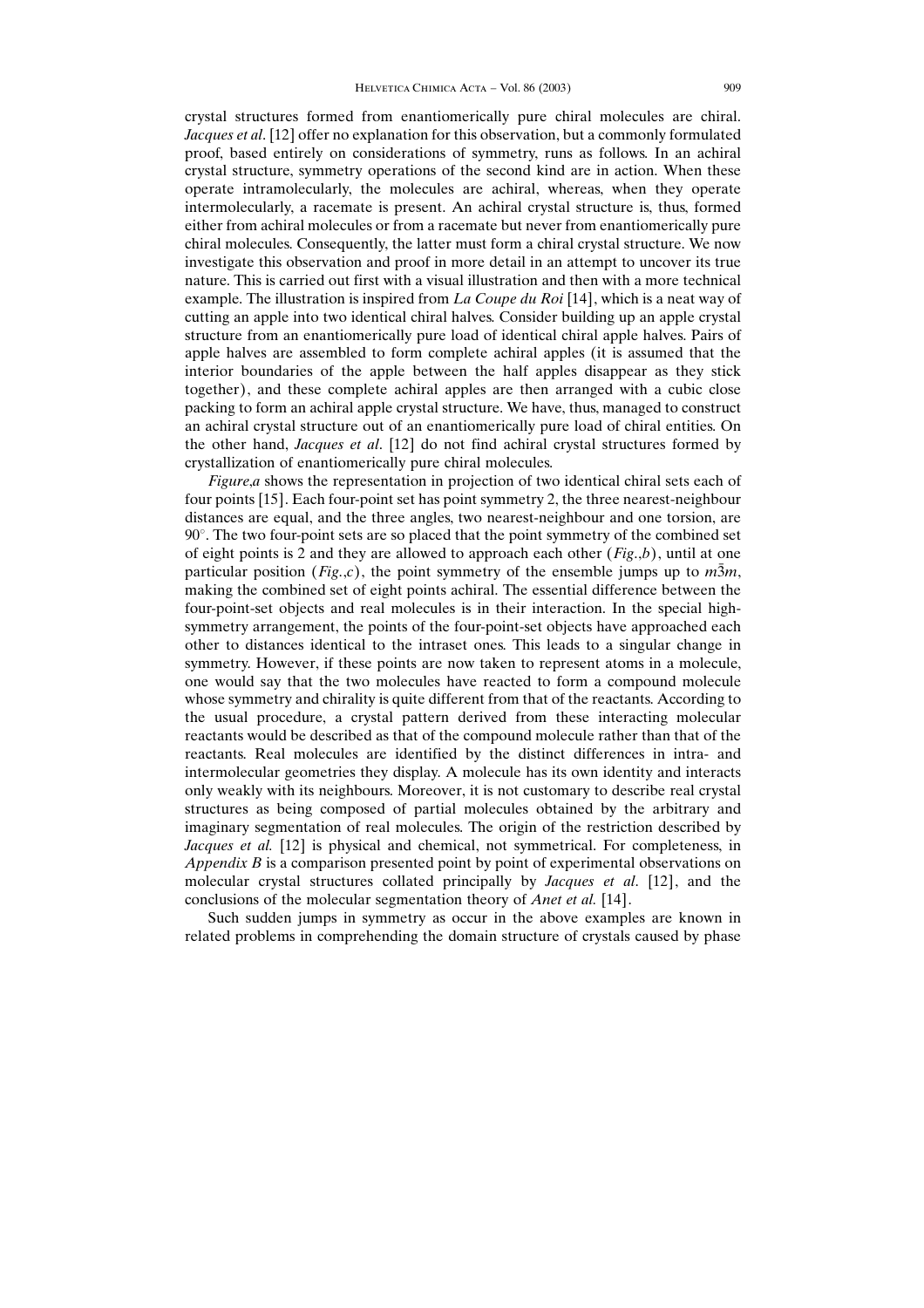crystal structures formed from enantiomerically pure chiral molecules are chiral. *Jacques et al*. [12] offer no explanation for this observation, but a commonly formulated proof, based entirely on considerations of symmetry, runs as follows. In an achiral crystal structure, symmetry operations of the second kind are in action. When these operate intramolecularly, the molecules are achiral, whereas, when they operate intermolecularly, a racemate is present. An achiral crystal structure is, thus, formed either from achiral molecules or from a racemate but never from enantiomerically pure chiral molecules. Consequently, the latter must form a chiral crystal structure. We now investigate this observation and proof in more detail in an attempt to uncover its true nature. This is carried out first with a visual illustration and then with a more technical example. The illustration is inspired from *La Coupe du Roi* [14], which is a neat way of cutting an apple into two identical chiral halves. Consider building up an apple crystal structure from an enantiomerically pure load of identical chiral apple halves. Pairs of apple halves are assembled to form complete achiral apples (it is assumed that the interior boundaries of the apple between the half apples disappear as they stick together), and these complete achiral apples are then arranged with a cubic close packing to form an achiral apple crystal structure. We have, thus, managed to construct an achiral crystal structure out of an enantiomerically pure load of chiral entities. On the other hand, *Jacques et al*. [12] do not find achiral crystal structures formed by crystallization of enantiomerically pure chiral molecules.

*Figure*,*a* shows the representation in projection of two identical chiral sets each of four points [15]. Each four-point set has point symmetry 2, the three nearest-neighbour distances are equal, and the three angles, two nearest-neighbour and one torsion, are 90°. The two four-point sets are so placed that the point symmetry of the combined set of eight points is 2 and they are allowed to approach each other (*Fig*.,*b*), until at one particular position (*Fig*.,*c*), the point symmetry of the ensemble jumps up to $m\bar{3}m$, making the combined set of eight points achiral. The essential difference between the four-point-set objects and real molecules is in their interaction. In the special high-symmetry arrangement, the points of the four-point-set objects have approached each other to distances identical to the intraset ones. This leads to a singular change in symmetry. However, if these points are now taken to represent atoms in a molecule, one would say that the two molecules have reacted to form a compound molecule whose symmetry and chirality is quite different from that of the reactants. According to the usual procedure, a crystal pattern derived from these interacting molecular reactants would be described as that of the compound molecule rather than that of the reactants. Real molecules are identified by the distinct differences in intra- and intermolecular geometries they display. A molecule has its own identity and interacts only weakly with its neighbours. Moreover, it is not customary to describe real crystal structures as being composed of partial molecules obtained by the arbitrary and imaginary segmentation of real molecules. The origin of the restriction described by *Jacques et al.* [12] is physical and chemical, not symmetrical. For completeness, in *Appendix B* is a comparison presented point by point of experimental observations on molecular crystal structures collated principally by *Jacques et al*. [12], and the conclusions of the molecular segmentation theory of *Anet et al.* [14].

Such sudden jumps in symmetry as occur in the above examples are known in related problems in comprehending the domain structure of crystals caused by phase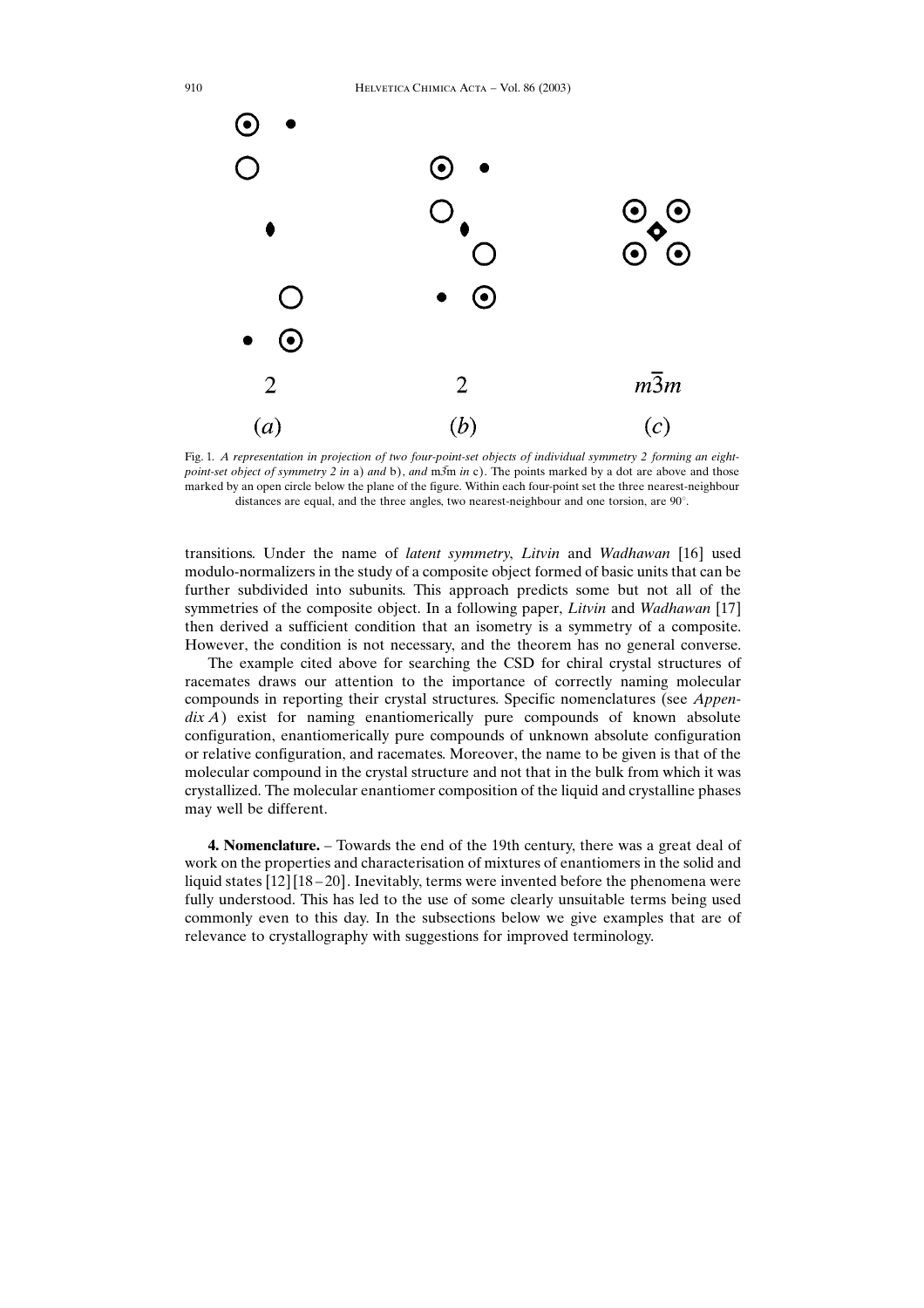2 2 $m\bar{3}m$

(a) (b) (c)

Fig. 1. *A representation in projection of two four-point-set objects of individual symmetry 2 forming an eight-point-set object of symmetry 2 in* a) *and* b), *and* $m\bar{3}m$ *in* c). The points marked by a dot are above and those marked by an open circle below the plane of the figure. Within each four-point set the three nearest-neighbour distances are equal, and the three angles, two nearest-neighbour and one torsion, are 90°.

transitions. Under the name of *latent symmetry*, *Litvin* and *Wadhawan* [16] used modulo-normalizers in the study of a composite object formed of basic units that can be further subdivided into subunits. This approach predicts some but not all of the symmetries of the composite object. In a following paper, *Litvin* and *Wadhawan* [17] then derived a sufficient condition that an isometry is a symmetry of a composite. However, the condition is not necessary, and the theorem has no general converse.

The example cited above for searching the CSD for chiral crystal structures of racemates draws our attention to the importance of correctly naming molecular compounds in reporting their crystal structures. Specific nomenclatures (see *Appendix A*) exist for naming enantiomerically pure compounds of known absolute configuration, enantiomerically pure compounds of unknown absolute configuration or relative configuration, and racemates. Moreover, the name to be given is that of the molecular compound in the crystal structure and not that in the bulk from which it was crystallized. The molecular enantiomer composition of the liquid and crystalline phases may well be different.

**4. Nomenclature.** – Towards the end of the 19th century, there was a great deal of work on the properties and characterisation of mixtures of enantiomers in the solid and liquid states [12][18–20]. Inevitably, terms were invented before the phenomena were fully understood. This has led to the use of some clearly unsuitable terms being used commonly even to this day. In the subsections below we give examples that are of relevance to crystallography with suggestions for improved terminology.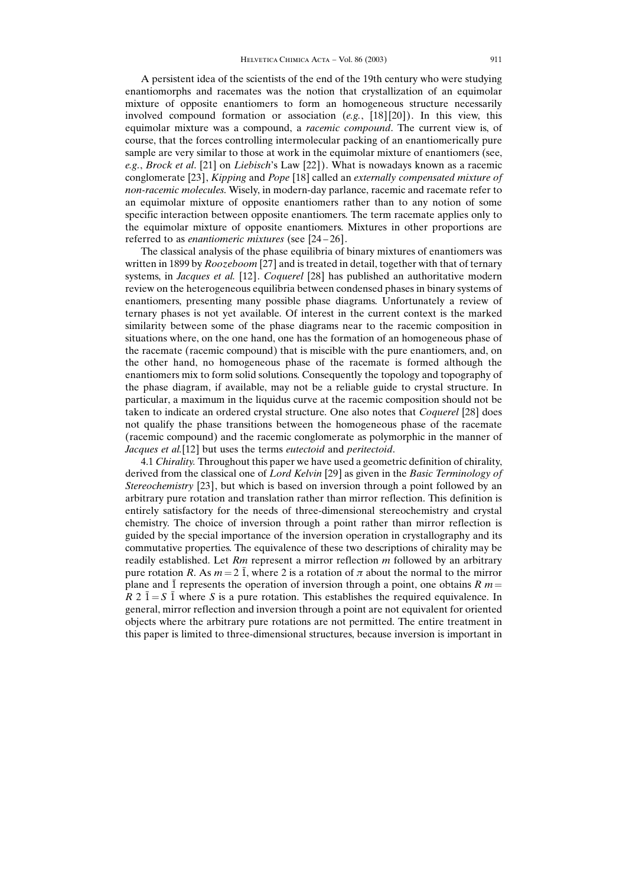A persistent idea of the scientists of the end of the 19th century who were studying enantiomorphs and racemates was the notion that crystallization of an equimolar mixture of opposite enantiomers to form an homogeneous structure necessarily involved compound formation or association (*e.g.*, [18][20]). In this view, this equimolar mixture was a compound, a *racemic compound*. The current view is, of course, that the forces controlling intermolecular packing of an enantiomerically pure sample are very similar to those at work in the equimolar mixture of enantiomers (see, *e.g.*, *Brock et al.* [21] on *Liebisch*'s Law [22]). What is nowadays known as a racemic conglomerate [23], *Kipping* and *Pope* [18] called an *externally compensated mixture of non-racemic molecules*. Wisely, in modern-day parlance, racemic and racemate refer to an equimolar mixture of opposite enantiomers rather than to any notion of some specific interaction between opposite enantiomers. The term racemate applies only to the equimolar mixture of opposite enantiomers. Mixtures in other proportions are referred to as *enantiomeric mixtures* (see [24–26].

The classical analysis of the phase equilibria of binary mixtures of enantiomers was written in 1899 by *Roozeboom* [27] and is treated in detail, together with that of ternary systems, in *Jacques et al.* [12]. *Coquerel* [28] has published an authoritative modern review on the heterogeneous equilibria between condensed phases in binary systems of enantiomers, presenting many possible phase diagrams. Unfortunately a review of ternary phases is not yet available. Of interest in the current context is the marked similarity between some of the phase diagrams near to the racemic composition in situations where, on the one hand, one has the formation of an homogeneous phase of the racemate (racemic compound) that is miscible with the pure enantiomers, and, on the other hand, no homogeneous phase of the racemate is formed although the enantiomers mix to form solid solutions. Consequently the topology and topography of the phase diagram, if available, may not be a reliable guide to crystal structure. In particular, a maximum in the liquidus curve at the racemic composition should not be taken to indicate an ordered crystal structure. One also notes that *Coquerel* [28] does not qualify the phase transitions between the homogeneous phase of the racemate (racemic compound) and the racemic conglomerate as polymorphic in the manner of *Jacques et al.*[12] but uses the terms *eutectoid* and *peritectoid*.

4.1 *Chirality.* Throughout this paper we have used a geometric definition of chirality, derived from the classical one of *Lord Kelvin* [29] as given in the *Basic Terminology of Stereochemistry* [23], but which is based on inversion through a point followed by an arbitrary pure rotation and translation rather than mirror reflection. This definition is entirely satisfactory for the needs of three-dimensional stereochemistry and crystal chemistry. The choice of inversion through a point rather than mirror reflection is guided by the special importance of the inversion operation in crystallography and its commutative properties. The equivalence of these two descriptions of chirality may be readily established. Let $Rm$ represent a mirror reflection $m$ followed by an arbitrary pure rotation $R$. As $m = 2\,\bar{1}$, where 2 is a rotation of $\pi$ about the normal to the mirror plane and $\bar{1}$ represents the operation of inversion through a point, one obtains $R\,m = R\,2\,\bar{1} = S\,\bar{1}$ where $S$ is a pure rotation. This establishes the required equivalence. In general, mirror reflection and inversion through a point are not equivalent for oriented objects where the arbitrary pure rotations are not permitted. The entire treatment in this paper is limited to three-dimensional structures, because inversion is important in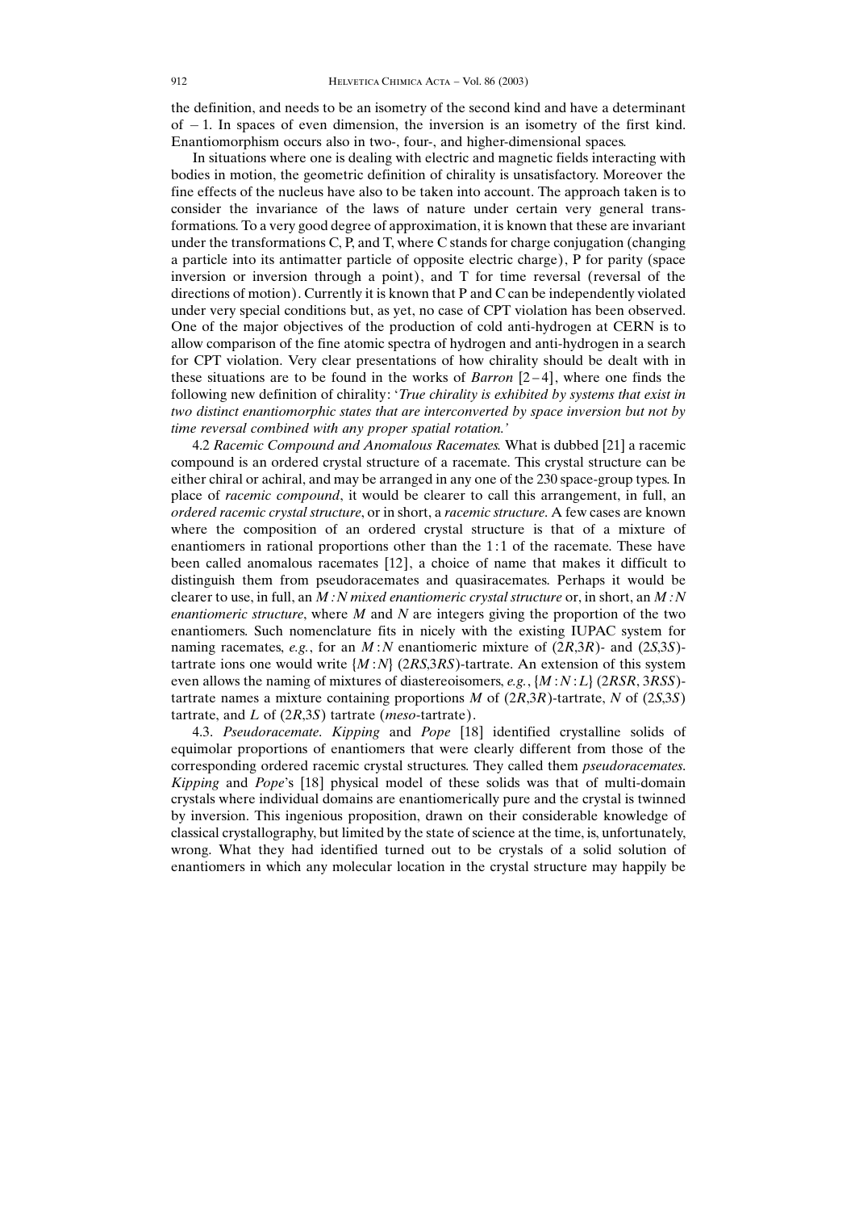the definition, and needs to be an isometry of the second kind and have a determinant of $-1$. In spaces of even dimension, the inversion is an isometry of the first kind. Enantiomorphism occurs also in two-, four-, and higher-dimensional spaces.

In situations where one is dealing with electric and magnetic fields interacting with bodies in motion, the geometric definition of chirality is unsatisfactory. Moreover the fine effects of the nucleus have also to be taken into account. The approach taken is to consider the invariance of the laws of nature under certain very general transformations. To a very good degree of approximation, it is known that these are invariant under the transformations C, P, and T, where C stands for charge conjugation (changing a particle into its antimatter particle of opposite electric charge), P for parity (space inversion or inversion through a point), and T for time reversal (reversal of the directions of motion). Currently it is known that P and C can be independently violated under very special conditions but, as yet, no case of CPT violation has been observed. One of the major objectives of the production of cold anti-hydrogen at CERN is to allow comparison of the fine atomic spectra of hydrogen and anti-hydrogen in a search for CPT violation. Very clear presentations of how chirality should be dealt with in these situations are to be found in the works of *Barron* [2–4], where one finds the following new definition of chirality: '*True chirality is exhibited by systems that exist in two distinct enantiomorphic states that are interconverted by space inversion but not by time reversal combined with any proper spatial rotation.*'

4.2 *Racemic Compound and Anomalous Racemates.* What is dubbed [21] a racemic compound is an ordered crystal structure of a racemate. This crystal structure can be either chiral or achiral, and may be arranged in any one of the 230 space-group types. In place of *racemic compound*, it would be clearer to call this arrangement, in full, an *ordered racemic crystal structure*, or in short, a *racemic structure*. A few cases are known where the composition of an ordered crystal structure is that of a mixture of enantiomers in rational proportions other than the 1:1 of the racemate. These have been called anomalous racemates [12], a choice of name that makes it difficult to distinguish them from pseudoracemates and quasiracemates. Perhaps it would be clearer to use, in full, an *$M$:$N$ mixed enantiomeric crystal structure* or, in short, an *$M$:$N$ enantiomeric structure*, where $M$ and $N$ are integers giving the proportion of the two enantiomers. Such nomenclature fits in nicely with the existing IUPAC system for naming racemates, *e.g.*, for an $M$:$N$ enantiomeric mixture of (2*R*,3*R*)- and (2*S*,3*S*)-tartrate ions one would write {$M$:$N$} (2*RS*,3*RS*)-tartrate. An extension of this system even allows the naming of mixtures of diastereoisomers, *e.g.*, {$M$:$N$:$L$} (2*RSR*, 3*RSS*)-tartrate names a mixture containing proportions $M$ of (2*R*,3*R*)-tartrate, $N$ of (2*S*,3*S*) tartrate, and $L$ of (2*R*,3*S*) tartrate (*meso*-tartrate).

4.3. *Pseudoracemate. Kipping* and *Pope* [18] identified crystalline solids of equimolar proportions of enantiomers that were clearly different from those of the corresponding ordered racemic crystal structures. They called them *pseudoracemates*. *Kipping* and *Pope*'s [18] physical model of these solids was that of multi-domain crystals where individual domains are enantiomerically pure and the crystal is twinned by inversion. This ingenious proposition, drawn on their considerable knowledge of classical crystallography, but limited by the state of science at the time, is, unfortunately, wrong. What they had identified turned out to be crystals of a solid solution of enantiomers in which any molecular location in the crystal structure may happily be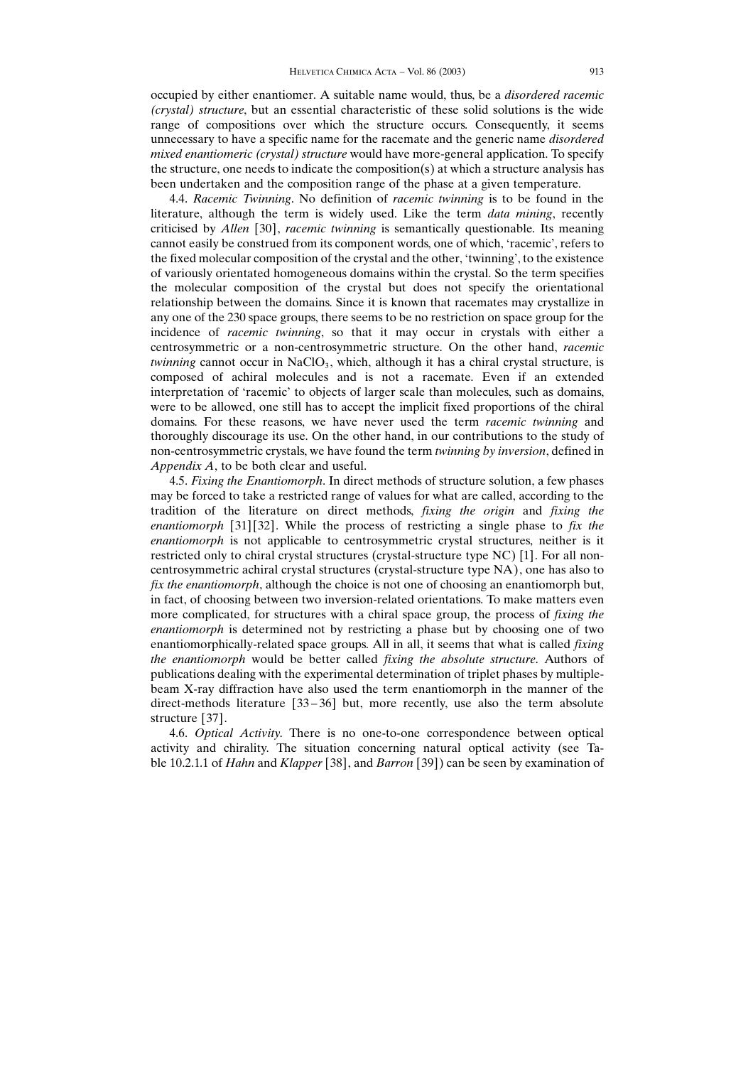occupied by either enantiomer. A suitable name would, thus, be a *disordered racemic (crystal) structure*, but an essential characteristic of these solid solutions is the wide range of compositions over which the structure occurs. Consequently, it seems unnecessary to have a specific name for the racemate and the generic name *disordered mixed enantiomeric (crystal) structure* would have more-general application. To specify the structure, one needs to indicate the composition(s) at which a structure analysis has been undertaken and the composition range of the phase at a given temperature.

4.4. *Racemic Twinning*. No definition of *racemic twinning* is to be found in the literature, although the term is widely used. Like the term *data mining*, recently criticised by *Allen* [30], *racemic twinning* is semantically questionable. Its meaning cannot easily be construed from its component words, one of which, 'racemic', refers to the fixed molecular composition of the crystal and the other, 'twinning', to the existence of variously orientated homogeneous domains within the crystal. So the term specifies the molecular composition of the crystal but does not specify the orientational relationship between the domains. Since it is known that racemates may crystallize in any one of the 230 space groups, there seems to be no restriction on space group for the incidence of *racemic twinning*, so that it may occur in crystals with either a centrosymmetric or a non-centrosymmetric structure. On the other hand, *racemic twinning* cannot occur in $NaClO_3$, which, although it has a chiral crystal structure, is composed of achiral molecules and is not a racemate. Even if an extended interpretation of 'racemic' to objects of larger scale than molecules, such as domains, were to be allowed, one still has to accept the implicit fixed proportions of the chiral domains. For these reasons, we have never used the term *racemic twinning* and thoroughly discourage its use. On the other hand, in our contributions to the study of non-centrosymmetric crystals, we have found the term *twinning by inversion*, defined in *Appendix A*, to be both clear and useful.

4.5. *Fixing the Enantiomorph*. In direct methods of structure solution, a few phases may be forced to take a restricted range of values for what are called, according to the tradition of the literature on direct methods, *fixing the origin* and *fixing the enantiomorph* [31][32]. While the process of restricting a single phase to *fix the enantiomorph* is not applicable to centrosymmetric crystal structures, neither is it restricted only to chiral crystal structures (crystal-structure type NC) [1]. For all non-centrosymmetric achiral crystal structures (crystal-structure type NA), one has also to *fix the enantiomorph*, although the choice is not one of choosing an enantiomorph but, in fact, of choosing between two inversion-related orientations. To make matters even more complicated, for structures with a chiral space group, the process of *fixing the enantiomorph* is determined not by restricting a phase but by choosing one of two enantiomorphically-related space groups. All in all, it seems that what is called *fixing the enantiomorph* would be better called *fixing the absolute structure*. Authors of publications dealing with the experimental determination of triplet phases by multiple-beam X-ray diffraction have also used the term enantiomorph in the manner of the direct-methods literature [33–36] but, more recently, use also the term absolute structure [37].

4.6. *Optical Activity*. There is no one-to-one correspondence between optical activity and chirality. The situation concerning natural optical activity (see Table 10.2.1.1 of *Hahn* and *Klapper* [38], and *Barron* [39]) can be seen by examination of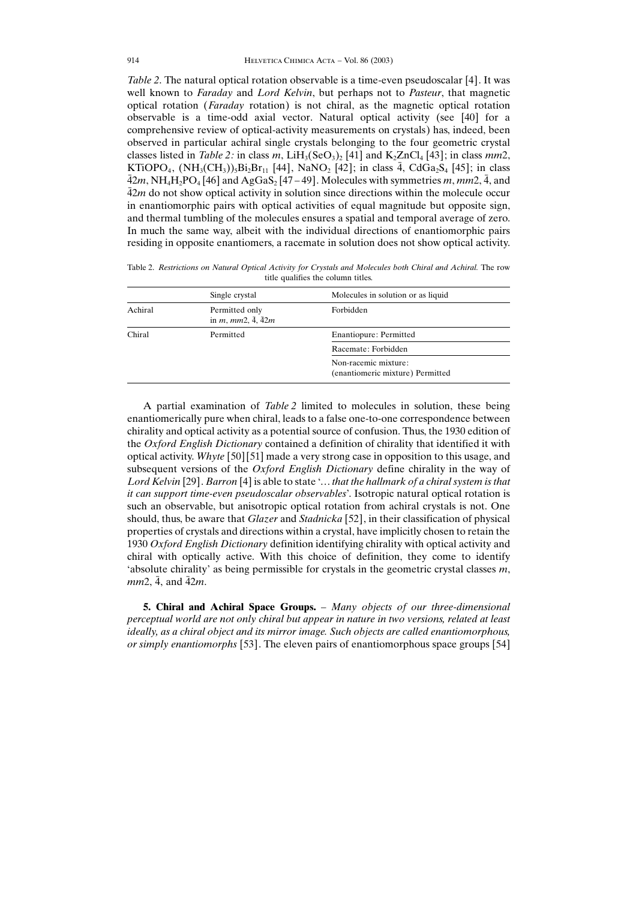*Table 2*. The natural optical rotation observable is a time-even pseudoscalar [4]. It was well known to *Faraday* and *Lord Kelvin*, but perhaps not to *Pasteur*, that magnetic optical rotation (*Faraday* rotation) is not chiral, as the magnetic optical rotation observable is a time-odd axial vector. Natural optical activity (see [40] for a comprehensive review of optical-activity measurements on crystals) has, indeed, been observed in particular achiral single crystals belonging to the four geometric crystal classes listed in *Table 2:* in class *m*, $LiH_3(SeO_3)_2$ [41] and $K_2ZnCl_4$ [43]; in class *mm*2, $KTiOPO_4$, $(NH_3(CH_3))_5Bi_2Br_{11}$ [44], $NaNO_2$ [42]; in class $\bar{4}$, $CdGa_2S_4$ [45]; in class $\bar{4}2m$, $NH_4H_2PO_4$ [46] and $AgGaS_2$ [47–49]. Molecules with symmetries *m*, *mm*2, $\bar{4}$, and $\bar{4}2m$ do not show optical activity in solution since directions within the molecule occur in enantiomorphic pairs with optical activities of equal magnitude but opposite sign, and thermal tumbling of the molecules ensures a spatial and temporal average of zero. In much the same way, albeit with the individual directions of enantiomorphic pairs residing in opposite enantiomers, a racemate in solution does not show optical activity.

Table 2. *Restrictions on Natural Optical Activity for Crystals and Molecules both Chiral and Achiral.* The row title qualifies the column titles.

| | Single crystal | Molecules in solution or as liquid |
|---|---|---|
| Achiral | Permitted only in *m*, *mm*2, $\bar{4}$, $\bar{4}2m$ | Forbidden |
| Chiral | Permitted | Enantiopure: Permitted |
| | | Racemate: Forbidden |
| | | Non-racemic mixture: (enantiomeric mixture) Permitted |

A partial examination of *Table 2* limited to molecules in solution, these being enantiomerically pure when chiral, leads to a false one-to-one correspondence between chirality and optical activity as a potential source of confusion. Thus, the 1930 edition of the *Oxford English Dictionary* contained a definition of chirality that identified it with optical activity. *Whyte* [50][51] made a very strong case in opposition to this usage, and subsequent versions of the *Oxford English Dictionary* define chirality in the way of *Lord Kelvin* [29]. *Barron* [4] is able to state '*… that the hallmark of a chiral system is that it can support time-even pseudoscalar observables*'. Isotropic natural optical rotation is such an observable, but anisotropic optical rotation from achiral crystals is not. One should, thus, be aware that *Glazer* and *Stadnicka* [52], in their classification of physical properties of crystals and directions within a crystal, have implicitly chosen to retain the 1930 *Oxford English Dictionary* definition identifying chirality with optical activity and chiral with optically active. With this choice of definition, they come to identify 'absolute chirality' as being permissible for crystals in the geometric crystal classes *m*, *mm*2, $\bar{4}$, and $\bar{4}2m$.

**5. Chiral and Achiral Space Groups.** – *Many objects of our three-dimensional perceptual world are not only chiral but appear in nature in two versions, related at least ideally, as a chiral object and its mirror image. Such objects are called enantiomorphous, or simply enantiomorphs* [53]. The eleven pairs of enantiomorphous space groups [54]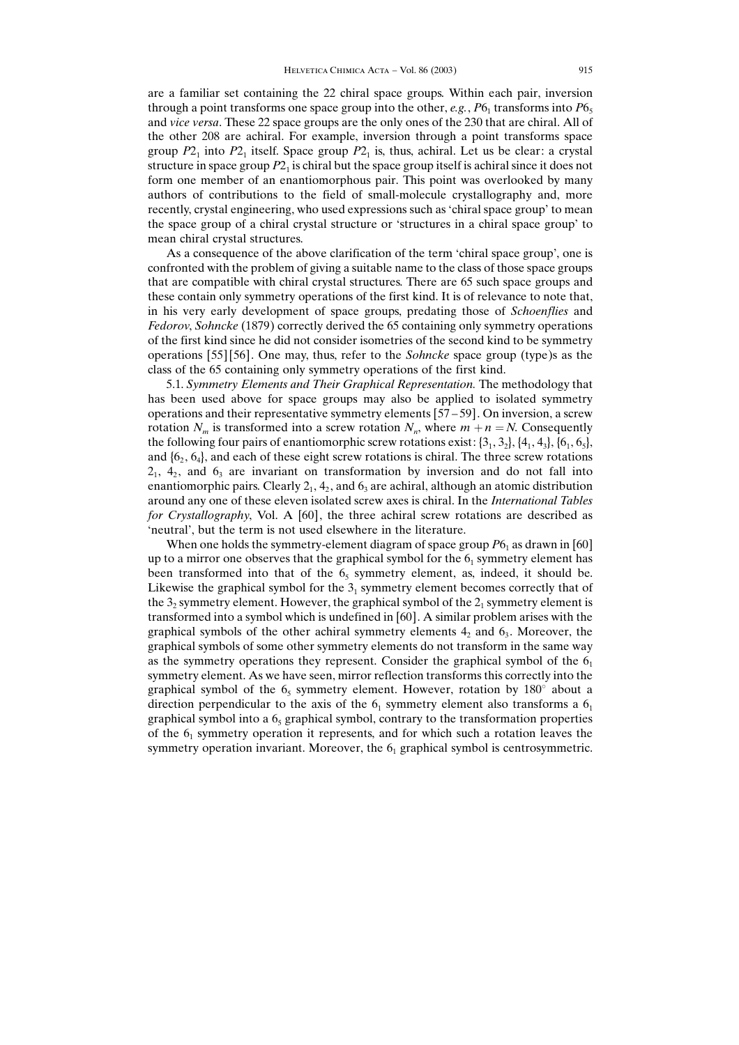are a familiar set containing the 22 chiral space groups. Within each pair, inversion through a point transforms one space group into the other, *e.g.*, $P6_1$ transforms into $P6_5$ and *vice versa*. These 22 space groups are the only ones of the 230 that are chiral. All of the other 208 are achiral. For example, inversion through a point transforms space group $P2_1$ into $P2_1$ itself. Space group $P2_1$ is, thus, achiral. Let us be clear: a crystal structure in space group $P2_1$ is chiral but the space group itself is achiral since it does not form one member of an enantiomorphous pair. This point was overlooked by many authors of contributions to the field of small-molecule crystallography and, more recently, crystal engineering, who used expressions such as 'chiral space group' to mean the space group of a chiral crystal structure or 'structures in a chiral space group' to mean chiral crystal structures.

As a consequence of the above clarification of the term 'chiral space group', one is confronted with the problem of giving a suitable name to the class of those space groups that are compatible with chiral crystal structures. There are 65 such space groups and these contain only symmetry operations of the first kind. It is of relevance to note that, in his very early development of space groups, predating those of *Schoenflies* and *Fedorov*, *Sohncke* (1879) correctly derived the 65 containing only symmetry operations of the first kind since he did not consider isometries of the second kind to be symmetry operations [55][56]. One may, thus, refer to the *Sohncke* space group (type)s as the class of the 65 containing only symmetry operations of the first kind.

5.1. *Symmetry Elements and Their Graphical Representation.* The methodology that has been used above for space groups may also be applied to isolated symmetry operations and their representative symmetry elements [57–59]. On inversion, a screw rotation $N_m$ is transformed into a screw rotation $N_n$, where $m + n = N$. Consequently the following four pairs of enantiomorphic screw rotations exist: $\{3_1, 3_2\}$, $\{4_1, 4_3\}$, $\{6_1, 6_5\}$, and $\{6_2, 6_4\}$, and each of these eight screw rotations is chiral. The three screw rotations $2_1$, $4_2$, and $6_3$ are invariant on transformation by inversion and do not fall into enantiomorphic pairs. Clearly $2_1$, $4_2$, and $6_3$ are achiral, although an atomic distribution around any one of these eleven isolated screw axes is chiral. In the *International Tables for Crystallography*, Vol. A [60], the three achiral screw rotations are described as 'neutral', but the term is not used elsewhere in the literature.

When one holds the symmetry-element diagram of space group $P6_1$ as drawn in [60] up to a mirror one observes that the graphical symbol for the $6_1$ symmetry element has been transformed into that of the $6_5$ symmetry element, as, indeed, it should be. Likewise the graphical symbol for the $3_1$ symmetry element becomes correctly that of the $3_2$ symmetry element. However, the graphical symbol of the $2_1$ symmetry element is transformed into a symbol which is undefined in [60]. A similar problem arises with the graphical symbols of the other achiral symmetry elements $4_2$ and $6_3$. Moreover, the graphical symbols of some other symmetry elements do not transform in the same way as the symmetry operations they represent. Consider the graphical symbol of the $6_1$ symmetry element. As we have seen, mirror reflection transforms this correctly into the graphical symbol of the $6_5$ symmetry element. However, rotation by 180° about a direction perpendicular to the axis of the $6_1$ symmetry element also transforms a $6_1$ graphical symbol into a $6_5$ graphical symbol, contrary to the transformation properties of the $6_1$ symmetry operation it represents, and for which such a rotation leaves the symmetry operation invariant. Moreover, the $6_1$ graphical symbol is centrosymmetric.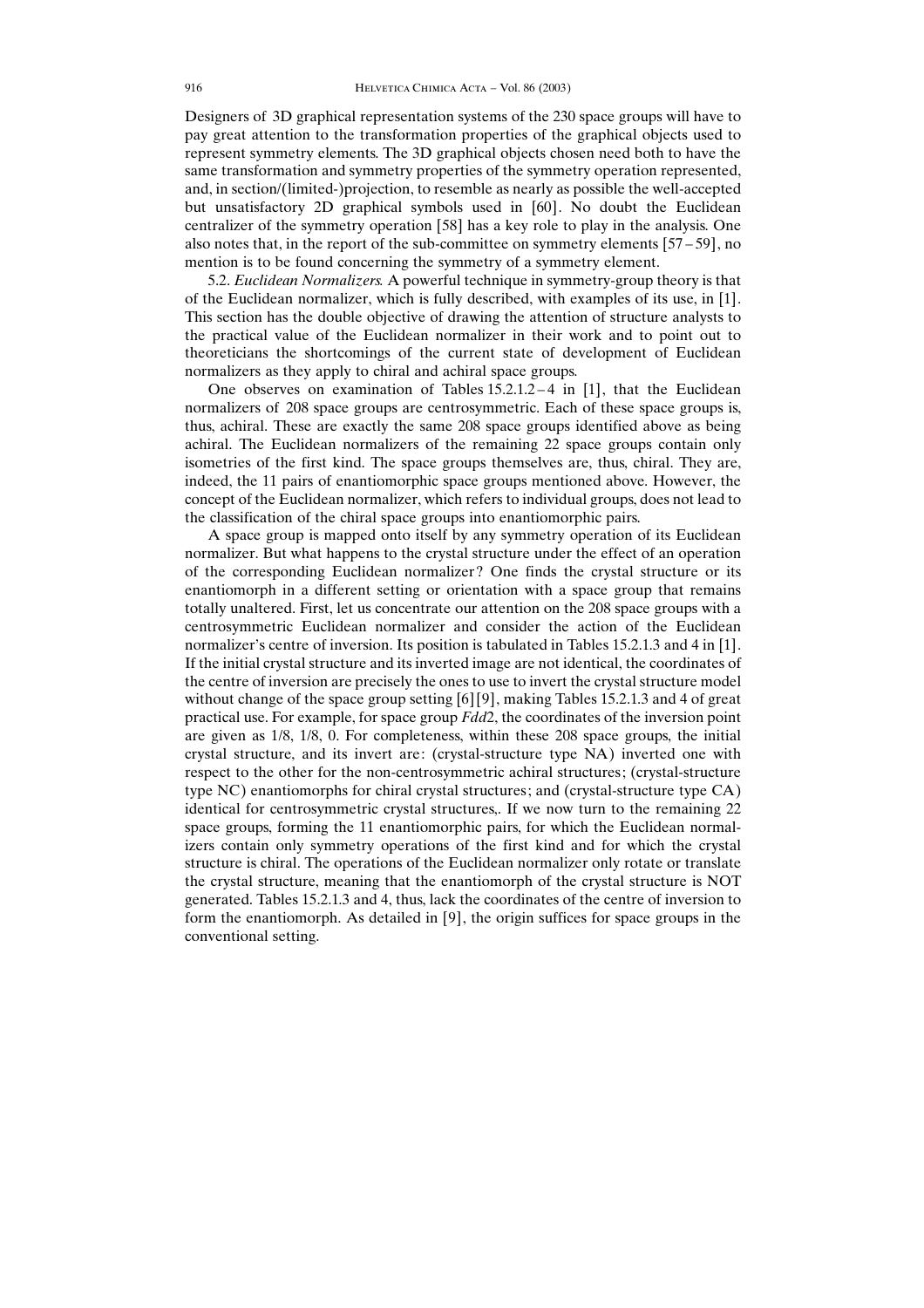Designers of 3D graphical representation systems of the 230 space groups will have to pay great attention to the transformation properties of the graphical objects used to represent symmetry elements. The 3D graphical objects chosen need both to have the same transformation and symmetry properties of the symmetry operation represented, and, in section/(limited-)projection, to resemble as nearly as possible the well-accepted but unsatisfactory 2D graphical symbols used in [60]. No doubt the Euclidean centralizer of the symmetry operation [58] has a key role to play in the analysis. One also notes that, in the report of the sub-committee on symmetry elements [57–59], no mention is to be found concerning the symmetry of a symmetry element.

5.2. *Euclidean Normalizers.* A powerful technique in symmetry-group theory is that of the Euclidean normalizer, which is fully described, with examples of its use, in [1]. This section has the double objective of drawing the attention of structure analysts to the practical value of the Euclidean normalizer in their work and to point out to theoreticians the shortcomings of the current state of development of Euclidean normalizers as they apply to chiral and achiral space groups.

One observes on examination of Tables 15.2.1.2–4 in [1], that the Euclidean normalizers of 208 space groups are centrosymmetric. Each of these space groups is, thus, achiral. These are exactly the same 208 space groups identified above as being achiral. The Euclidean normalizers of the remaining 22 space groups contain only isometries of the first kind. The space groups themselves are, thus, chiral. They are, indeed, the 11 pairs of enantiomorphic space groups mentioned above. However, the concept of the Euclidean normalizer, which refers to individual groups, does not lead to the classification of the chiral space groups into enantiomorphic pairs.

A space group is mapped onto itself by any symmetry operation of its Euclidean normalizer. But what happens to the crystal structure under the effect of an operation of the corresponding Euclidean normalizer? One finds the crystal structure or its enantiomorph in a different setting or orientation with a space group that remains totally unaltered. First, let us concentrate our attention on the 208 space groups with a centrosymmetric Euclidean normalizer and consider the action of the Euclidean normalizer's centre of inversion. Its position is tabulated in Tables 15.2.1.3 and 4 in [1]. If the initial crystal structure and its inverted image are not identical, the coordinates of the centre of inversion are precisely the ones to use to invert the crystal structure model without change of the space group setting [6][9], making Tables 15.2.1.3 and 4 of great practical use. For example, for space group *Fdd*2, the coordinates of the inversion point are given as 1/8, 1/8, 0. For completeness, within these 208 space groups, the initial crystal structure, and its invert are: (crystal-structure type NA) inverted one with respect to the other for the non-centrosymmetric achiral structures; (crystal-structure type NC) enantiomorphs for chiral crystal structures; and (crystal-structure type CA) identical for centrosymmetric crystal structures,. If we now turn to the remaining 22 space groups, forming the 11 enantiomorphic pairs, for which the Euclidean normalizers contain only symmetry operations of the first kind and for which the crystal structure is chiral. The operations of the Euclidean normalizer only rotate or translate the crystal structure, meaning that the enantiomorph of the crystal structure is NOT generated. Tables 15.2.1.3 and 4, thus, lack the coordinates of the centre of inversion to form the enantiomorph. As detailed in [9], the origin suffices for space groups in the conventional setting.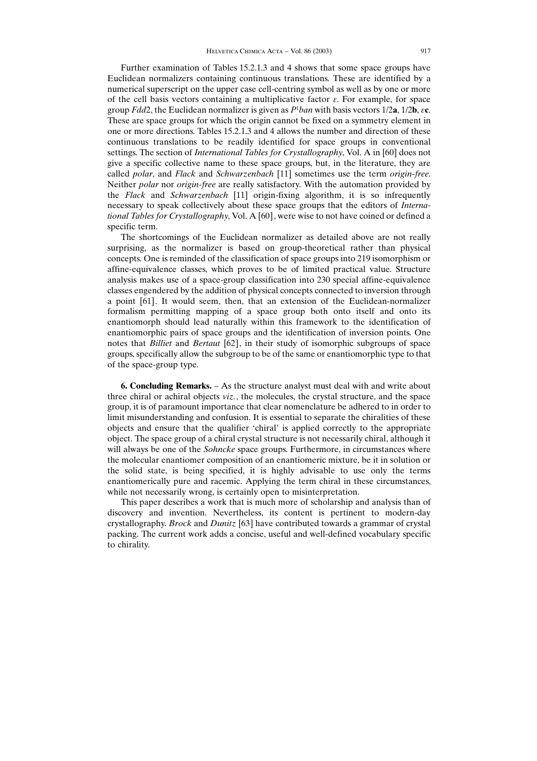Further examination of Tables 15.2.1.3 and 4 shows that some space groups have Euclidean normalizers containing continuous translations. These are identified by a numerical superscript on the upper case cell-centring symbol as well as by one or more of the cell basis vectors containing a multiplicative factor $\varepsilon$. For example, for space group *Fdd*2, the Euclidean normalizer is given as $P^1ban$ with basis vectors 1/2**a**, 1/2**b**, $\varepsilon$**c**. These are space groups for which the origin cannot be fixed on a symmetry element in one or more directions. Tables 15.2.1.3 and 4 allows the number and direction of these continuous translations to be readily identified for space groups in conventional settings. The section of *International Tables for Crystallography*, Vol. A in [60] does not give a specific collective name to these space groups, but, in the literature, they are called *polar*, and *Flack* and *Schwarzenbach* [11] sometimes use the term *origin-free*. Neither *polar* nor *origin-free* are really satisfactory. With the automation provided by the *Flack* and *Schwarzenbach* [11] origin-fixing algorithm, it is so infrequently necessary to speak collectively about these space groups that the editors of *International Tables for Crystallography*, Vol. A [60], were wise to not have coined or defined a specific term.

The shortcomings of the Euclidean normalizer as detailed above are not really surprising, as the normalizer is based on group-theoretical rather than physical concepts. One is reminded of the classification of space groups into 219 isomorphism or affine-equivalence classes, which proves to be of limited practical value. Structure analysis makes use of a space-group classification into 230 special affine-equivalence classes engendered by the addition of physical concepts connected to inversion through a point [61]. It would seem, then, that an extension of the Euclidean-normalizer formalism permitting mapping of a space group both onto itself and onto its enantiomorph should lead naturally within this framework to the identification of enantiomorphic pairs of space groups and the identification of inversion points. One notes that *Billiet* and *Bertaut* [62], in their study of isomorphic subgroups of space groups, specifically allow the subgroup to be of the same or enantiomorphic type to that of the space-group type.

**6. Concluding Remarks.** – As the structure analyst must deal with and write about three chiral or achiral objects *viz.*, the molecules, the crystal structure, and the space group, it is of paramount importance that clear nomenclature be adhered to in order to limit misunderstanding and confusion. It is essential to separate the chiralities of these objects and ensure that the qualifier 'chiral' is applied correctly to the appropriate object. The space group of a chiral crystal structure is not necessarily chiral, although it will always be one of the *Sohncke* space groups. Furthermore, in circumstances where the molecular enantiomer composition of an enantiomeric mixture, be it in solution or the solid state, is being specified, it is highly advisable to use only the terms enantiomerically pure and racemic. Applying the term chiral in these circumstances, while not necessarily wrong, is certainly open to misinterpretation.

This paper describes a work that is much more of scholarship and analysis than of discovery and invention. Nevertheless, its content is pertinent to modern-day crystallography. *Brock* and *Dunitz* [63] have contributed towards a grammar of crystal packing. The current work adds a concise, useful and well-defined vocabulary specific to chirality.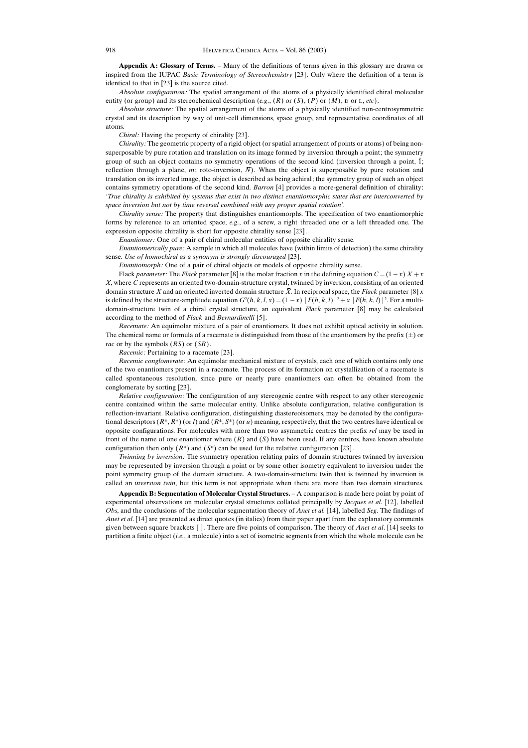**Appendix A: Glossary of Terms.** – Many of the definitions of terms given in this glossary are drawn or inspired from the IUPAC *Basic Terminology of Stereochemistry* [23]. Only where the definition of a term is identical to that in [23] is the source cited.

*Absolute configuration:* The spatial arrangement of the atoms of a physically identified chiral molecular entity (or group) and its stereochemical description (*e.g.*, (*R*) or (*S*), (*P*) or (*M*), D or L, *etc*).

*Absolute structure:* The spatial arrangement of the atoms of a physically identified non-centrosymmetric crystal and its description by way of unit-cell dimensions, space group, and representative coordinates of all atoms.

*Chiral:* Having the property of chirality [23].

*Chirality:* The geometric property of a rigid object (or spatial arrangement of points or atoms) of being non-superposable by pure rotation and translation on its image formed by inversion through a point; the symmetry group of such an object contains no symmetry operations of the second kind (inversion through a point, $\bar{1}$; reflection through a plane, *m*; roto-inversion, $\bar{N}$). When the object is superposable by pure rotation and translation on its inverted image, the object is described as being achiral; the symmetry group of such an object contains symmetry operations of the second kind. *Barron* [4] provides a more-general definition of chirality: *'True chirality is exhibited by systems that exist in two distinct enantiomorphic states that are interconverted by space inversion but not by time reversal combined with any proper spatial rotation'.*

*Chirality sense:* The property that distinguishes enantiomorphs. The specification of two enantiomorphic forms by reference to an oriented space, *e.g.*, of a screw, a right threaded one or a left threaded one. The expression opposite chirality is short for opposite chirality sense [23].

*Enantiomer:* One of a pair of chiral molecular entities of opposite chirality sense.

*Enantiomerically pure:* A sample in which all molecules have (within limits of detection) the same chirality sense. *Use of homochiral as a synonym is strongly discouraged* [23].

*Enantiomorph:* One of a pair of chiral objects or models of opposite chirality sense.

Flack *parameter:* The *Flack* parameter [8] is the molar fraction *x* in the defining equation $C = (1 - x)\ X + x\ \bar{X}$, where *C* represents an oriented two-domain-structure crystal, twinned by inversion, consisting of an oriented domain structure *X* and an oriented inverted domain structure $\bar{X}$. In reciprocal space, the *Flack* parameter [8] *x* is defined by the structure-amplitude equation $G^2(h, k, l, x) = (1 - x)\ |F(h, k, l)|^2 + x\ |F(\bar{h}, \bar{k}, \bar{l})|^2$. For a multi-domain-structure twin of a chiral crystal structure, an equivalent *Flack* parameter [8] may be calculated according to the method of *Flack* and *Bernardinelli* [5].

*Racemate:* An equimolar mixture of a pair of enantiomers. It does not exhibit optical activity in solution. The chemical name or formula of a racemate is distinguished from those of the enantiomers by the prefix (±) or *rac* or by the symbols (*RS*) or (*SR*).

*Racemic:* Pertaining to a racemate [23].

*Racemic conglomerate:* An equimolar mechanical mixture of crystals, each one of which contains only one of the two enantiomers present in a racemate. The process of its formation on crystallization of a racemate is called spontaneous resolution, since pure or nearly pure enantiomers can often be obtained from the conglomerate by sorting [23].

*Relative configuration:* The configuration of any stereogenic centre with respect to any other stereogenic centre contained within the same molecular entity. Unlike absolute configuration, relative configuration is reflection-invariant. Relative configuration, distinguishing diastereoisomers, may be denoted by the configurational descriptors ($R^*$, $R^*$) (or *l*) and ($R^*$, $S^*$) (or *u*) meaning, respectively, that the two centres have identical or opposite configurations. For molecules with more than two asymmetric centres the prefix *rel* may be used in front of the name of one enantiomer where (*R*) and (*S*) have been used. If any centres, have known absolute configuration then only ($R^*$) and ($S^*$) can be used for the relative configuration [23].

*Twinning by inversion:* The symmetry operation relating pairs of domain structures twinned by inversion may be represented by inversion through a point or by some other isometry equivalent to inversion under the point symmetry group of the domain structure. A two-domain-structure twin that is twinned by inversion is called an *inversion twin*, but this term is not appropriate when there are more than two domain structures.

**Appendix B: Segmentation of Molecular Crystal Structures.** – A comparison is made here point by point of experimental observations on molecular crystal structures collated principally by *Jacques et al.* [12], labelled *Obs*, and the conclusions of the molecular segmentation theory of *Anet et al.* [14], labelled *Seg*. The findings of *Anet et al.* [14] are presented as direct quotes (in italics) from their paper apart from the explanatory comments given between square brackets [ ]. There are five points of comparison. The theory of *Anet et al.* [14] seeks to partition a finite object (*i.e.*, a molecule) into a set of isometric segments from which the whole molecule can be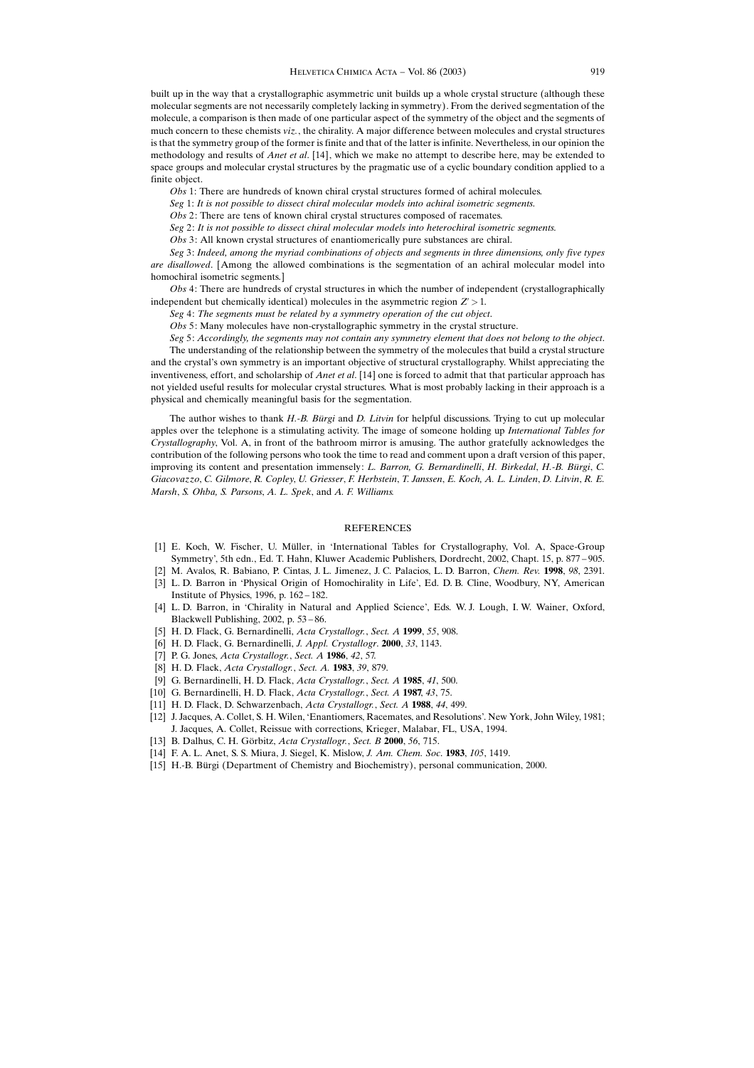built up in the way that a crystallographic asymmetric unit builds up a whole crystal structure (although these molecular segments are not necessarily completely lacking in symmetry). From the derived segmentation of the molecule, a comparison is then made of one particular aspect of the symmetry of the object and the segments of much concern to these chemists *viz.*, the chirality. A major difference between molecules and crystal structures is that the symmetry group of the former is finite and that of the latter is infinite. Nevertheless, in our opinion the methodology and results of *Anet et al*. [14], which we make no attempt to describe here, may be extended to space groups and molecular crystal structures by the pragmatic use of a cyclic boundary condition applied to a finite object.

*Obs* 1: There are hundreds of known chiral crystal structures formed of achiral molecules.

*Seg* 1: *It is not possible to dissect chiral molecular models into achiral isometric segments.*

*Obs* 2: There are tens of known chiral crystal structures composed of racemates.

*Seg* 2: *It is not possible to dissect chiral molecular models into heterochiral isometric segments.*

*Obs* 3: All known crystal structures of enantiomerically pure substances are chiral.

*Seg* 3: *Indeed, among the myriad combinations of objects and segments in three dimensions, only five types are disallowed*. [Among the allowed combinations is the segmentation of an achiral molecular model into homochiral isometric segments.]

*Obs* 4: There are hundreds of crystal structures in which the number of independent (crystallographically independent but chemically identical) molecules in the asymmetric region $Z' > 1$.

*Seg* 4: *The segments must be related by a symmetry operation of the cut object*.

*Obs* 5: Many molecules have non-crystallographic symmetry in the crystal structure.

*Seg* 5: *Accordingly, the segments may not contain any symmetry element that does not belong to the object*.

The understanding of the relationship between the symmetry of the molecules that build a crystal structure and the crystal's own symmetry is an important objective of structural crystallography. Whilst appreciating the inventiveness, effort, and scholarship of *Anet et al*. [14] one is forced to admit that that particular approach has not yielded useful results for molecular crystal structures. What is most probably lacking in their approach is a physical and chemically meaningful basis for the segmentation.

The author wishes to thank *H.-B. Bürgi* and *D. Litvin* for helpful discussions. Trying to cut up molecular apples over the telephone is a stimulating activity. The image of someone holding up *International Tables for Crystallography*, Vol. A, in front of the bathroom mirror is amusing. The author gratefully acknowledges the contribution of the following persons who took the time to read and comment upon a draft version of this paper, improving its content and presentation immensely: *L. Barron, G. Bernardinelli*, *H. Birkedal*, *H.-B. Bürgi*, *C. Giacovazzo*, *C. Gilmore*, *R. Copley*, *U. Griesser*, *F. Herbstein*, *T. Janssen*, *E. Koch, A. L. Linden*, *D. Litvin*, *R. E. Marsh*, *S. Ohba, S. Parsons*, *A. L. Spek*, and *A. F. Williams.*

## REFERENCES

[1] E. Koch, W. Fischer, U. Müller, in 'International Tables for Crystallography, Vol. A, Space-Group Symmetry', 5th edn., Ed. T. Hahn, Kluwer Academic Publishers, Dordrecht, 2002, Chapt. 15, p. 877 – 905.

[2] M. Avalos, R. Babiano, P. Cintas, J. L. Jimenez, J. C. Palacios, L. D. Barron, *Chem. Rev.* **1998**, *98*, 2391.

[3] L. D. Barron in 'Physical Origin of Homochirality in Life', Ed. D. B. Cline, Woodbury, NY, American Institute of Physics, 1996, p. 162 – 182.

[4] L. D. Barron, in 'Chirality in Natural and Applied Science', Eds. W. J. Lough, I. W. Wainer, Oxford, Blackwell Publishing, 2002, p. 53 – 86.

[5] H. D. Flack, G. Bernardinelli, *Acta Crystallogr.*, *Sect. A* **1999**, *55*, 908.

[6] H. D. Flack, G. Bernardinelli, *J. Appl. Crystallogr*. **2000**, *33*, 1143.

[7] P. G. Jones, *Acta Crystallogr.*, *Sect. A* **1986**, *42*, 57.

[8] H. D. Flack, *Acta Crystallogr.*, *Sect. A.* **1983**, *39*, 879.

[9] G. Bernardinelli, H. D. Flack, *Acta Crystallogr.*, *Sect. A* **1985**, *41*, 500.

[10] G. Bernardinelli, H. D. Flack, *Acta Crystallogr.*, *Sect. A* **1987**, *43*, 75.

[11] H. D. Flack, D. Schwarzenbach, *Acta Crystallogr.*, *Sect. A* **1988**, *44*, 499.

[12] J. Jacques, A. Collet, S. H. Wilen, 'Enantiomers, Racemates, and Resolutions'. New York, John Wiley, 1981; J. Jacques, A. Collet, Reissue with corrections, Krieger, Malabar, FL, USA, 1994.

[13] B. Dalhus, C. H. Görbitz, *Acta Crystallogr.*, *Sect. B* **2000**, *56*, 715.

[14] F. A. L. Anet, S. S. Miura, J. Siegel, K. Mislow, *J. Am. Chem. Soc*. **1983**, *105*, 1419.

[15] H.-B. Bürgi (Department of Chemistry and Biochemistry), personal communication, 2000.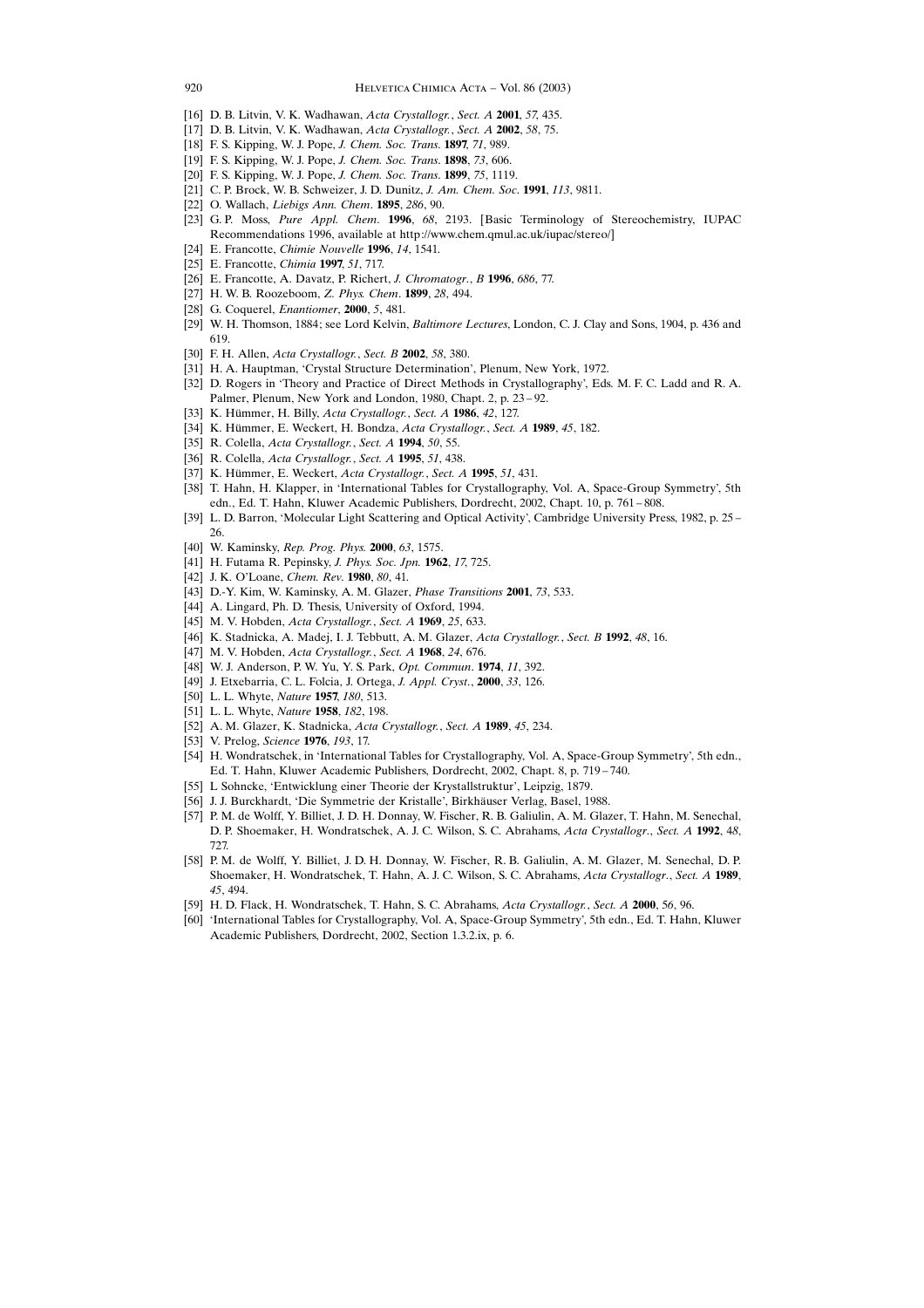[16] D. B. Litvin, V. K. Wadhawan, *Acta Crystallogr.*, *Sect. A* **2001**, *57*, 435.
[17] D. B. Litvin, V. K. Wadhawan, *Acta Crystallogr.*, *Sect. A* **2002**, *58*, 75.
[18] F. S. Kipping, W. J. Pope, *J. Chem. Soc. Trans.* **1897**, *71*, 989.
[19] F. S. Kipping, W. J. Pope, *J. Chem. Soc. Trans.* **1898**, *73*, 606.
[20] F. S. Kipping, W. J. Pope, *J. Chem. Soc. Trans.* **1899**, *75*, 1119.
[21] C. P. Brock, W. B. Schweizer, J. D. Dunitz, *J. Am. Chem. Soc.* **1991**, *113*, 9811.
[22] O. Wallach, *Liebigs Ann. Chem.* **1895**, *286*, 90.
[23] G. P. Moss, *Pure Appl. Chem.* **1996**, *68*, 2193. [Basic Terminology of Stereochemistry, IUPAC Recommendations 1996, available at http://www.chem.qmul.ac.uk/iupac/stereo/]
[24] E. Francotte, *Chimie Nouvelle* **1996**, *14*, 1541.
[25] E. Francotte, *Chimia* **1997**, *51*, 717.
[26] E. Francotte, A. Davatz, P. Richert, *J. Chromatogr.*, *B* **1996**, *686*, 77.
[27] H. W. B. Roozeboom, *Z. Phys. Chem.* **1899**, *28*, 494.
[28] G. Coquerel, *Enantiomer*, **2000**, *5*, 481.
[29] W. H. Thomson, 1884; see Lord Kelvin, *Baltimore Lectures*, London, C. J. Clay and Sons, 1904, p. 436 and 619.
[30] F. H. Allen, *Acta Crystallogr.*, *Sect. B* **2002**, *58*, 380.
[31] H. A. Hauptman, 'Crystal Structure Determination', Plenum, New York, 1972.
[32] D. Rogers in 'Theory and Practice of Direct Methods in Crystallography', Eds. M. F. C. Ladd and R. A. Palmer, Plenum, New York and London, 1980, Chapt. 2, p. 23–92.
[33] K. Hümmer, H. Billy, *Acta Crystallogr.*, *Sect. A* **1986**, *42*, 127.
[34] K. Hümmer, E. Weckert, H. Bondza, *Acta Crystallogr.*, *Sect. A* **1989**, *45*, 182.
[35] R. Colella, *Acta Crystallogr.*, *Sect. A* **1994**, *50*, 55.
[36] R. Colella, *Acta Crystallogr.*, *Sect. A* **1995**, *51*, 438.
[37] K. Hümmer, E. Weckert, *Acta Crystallogr.*, *Sect. A* **1995**, *51*, 431.
[38] T. Hahn, H. Klapper, in 'International Tables for Crystallography, Vol. A, Space-Group Symmetry', 5th edn., Ed. T. Hahn, Kluwer Academic Publishers, Dordrecht, 2002, Chapt. 10, p. 761–808.
[39] L. D. Barron, 'Molecular Light Scattering and Optical Activity', Cambridge University Press, 1982, p. 25–26.
[40] W. Kaminsky, *Rep. Prog. Phys.* **2000**, *63*, 1575.
[41] H. Futama R. Pepinsky, *J. Phys. Soc. Jpn.* **1962**, *17*, 725.
[42] J. K. O'Loane, *Chem. Rev.* **1980**, *80*, 41.
[43] D.-Y. Kim, W. Kaminsky, A. M. Glazer, *Phase Transitions* **2001**, *73*, 533.
[44] A. Lingard, Ph. D. Thesis, University of Oxford, 1994.
[45] M. V. Hobden, *Acta Crystallogr.*, *Sect. A* **1969**, *25*, 633.
[46] K. Stadnicka, A. Madej, I. J. Tebbutt, A. M. Glazer, *Acta Crystallogr.*, *Sect. B* **1992**, *48*, 16.
[47] M. V. Hobden, *Acta Crystallogr.*, *Sect. A* **1968**, *24*, 676.
[48] W. J. Anderson, P. W. Yu, Y. S. Park, *Opt. Commun.* **1974**, *11*, 392.
[49] J. Etxebarria, C. L. Folcia, J. Ortega, *J. Appl. Cryst.*, **2000**, *33*, 126.
[50] L. L. Whyte, *Nature* **1957**, *180*, 513.
[51] L. L. Whyte, *Nature* **1958**, *182*, 198.
[52] A. M. Glazer, K. Stadnicka, *Acta Crystallogr.*, *Sect. A* **1989**, *45*, 234.
[53] V. Prelog, *Science* **1976**, *193*, 17.
[54] H. Wondratschek, in 'International Tables for Crystallography, Vol. A, Space-Group Symmetry', 5th edn., Ed. T. Hahn, Kluwer Academic Publishers, Dordrecht, 2002, Chapt. 8, p. 719–740.
[55] L Sohncke, 'Entwicklung einer Theorie der Krystallstruktur', Leipzig, 1879.
[56] J. J. Burckhardt, 'Die Symmetrie der Kristalle', Birkhäuser Verlag, Basel, 1988.
[57] P. M. de Wolff, Y. Billiet, J. D. H. Donnay, W. Fischer, R. B. Galiulin, A. M. Glazer, T. Hahn, M. Senechal, D. P. Shoemaker, H. Wondratschek, A. J. C. Wilson, S. C. Abrahams, *Acta Crystallogr.*, *Sect. A* **1992**, *48*, 727.
[58] P. M. de Wolff, Y. Billiet, J. D. H. Donnay, W. Fischer, R. B. Galiulin, A. M. Glazer, M. Senechal, D. P. Shoemaker, H. Wondratschek, T. Hahn, A. J. C. Wilson, S. C. Abrahams, *Acta Crystallogr.*, *Sect. A* **1989**, *45*, 494.
[59] H. D. Flack, H. Wondratschek, T. Hahn, S. C. Abrahams, *Acta Crystallogr.*, *Sect. A* **2000**, *56*, 96.
[60] 'International Tables for Crystallography, Vol. A, Space-Group Symmetry', 5th edn., Ed. T. Hahn, Kluwer Academic Publishers, Dordrecht, 2002, Section 1.3.2.ix, p. 6.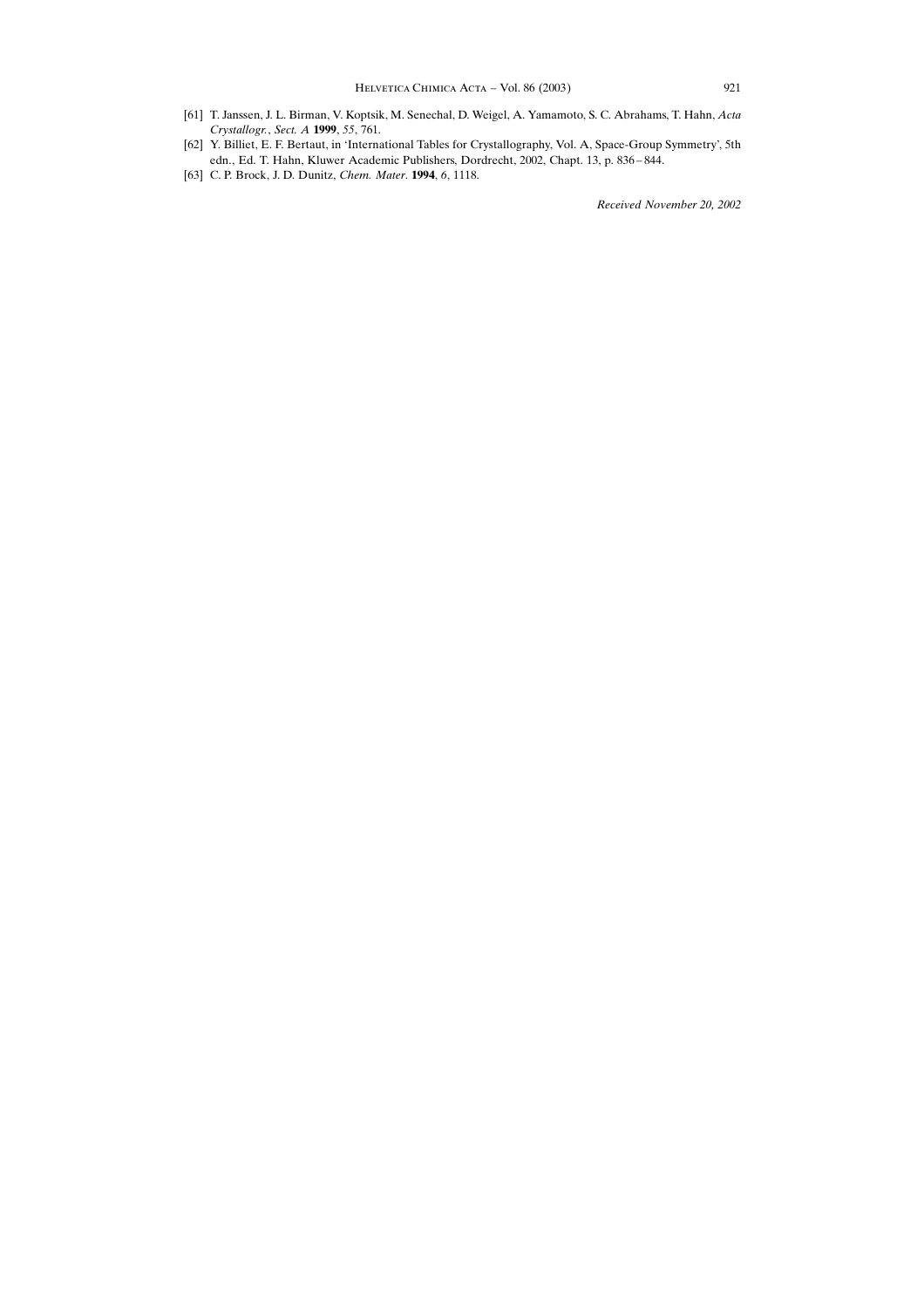[61] T. Janssen, J. L. Birman, V. Koptsik, M. Senechal, D. Weigel, A. Yamamoto, S. C. Abrahams, T. Hahn, *Acta Crystallogr., Sect. A* **1999**, *55*, 761.

[62] Y. Billiet, E. F. Bertaut, in 'International Tables for Crystallography, Vol. A, Space-Group Symmetry', 5th edn., Ed. T. Hahn, Kluwer Academic Publishers, Dordrecht, 2002, Chapt. 13, p. 836–844.

[63] C. P. Brock, J. D. Dunitz, *Chem. Mater.* **1994**, *6*, 1118.

*Received November 20, 2002*